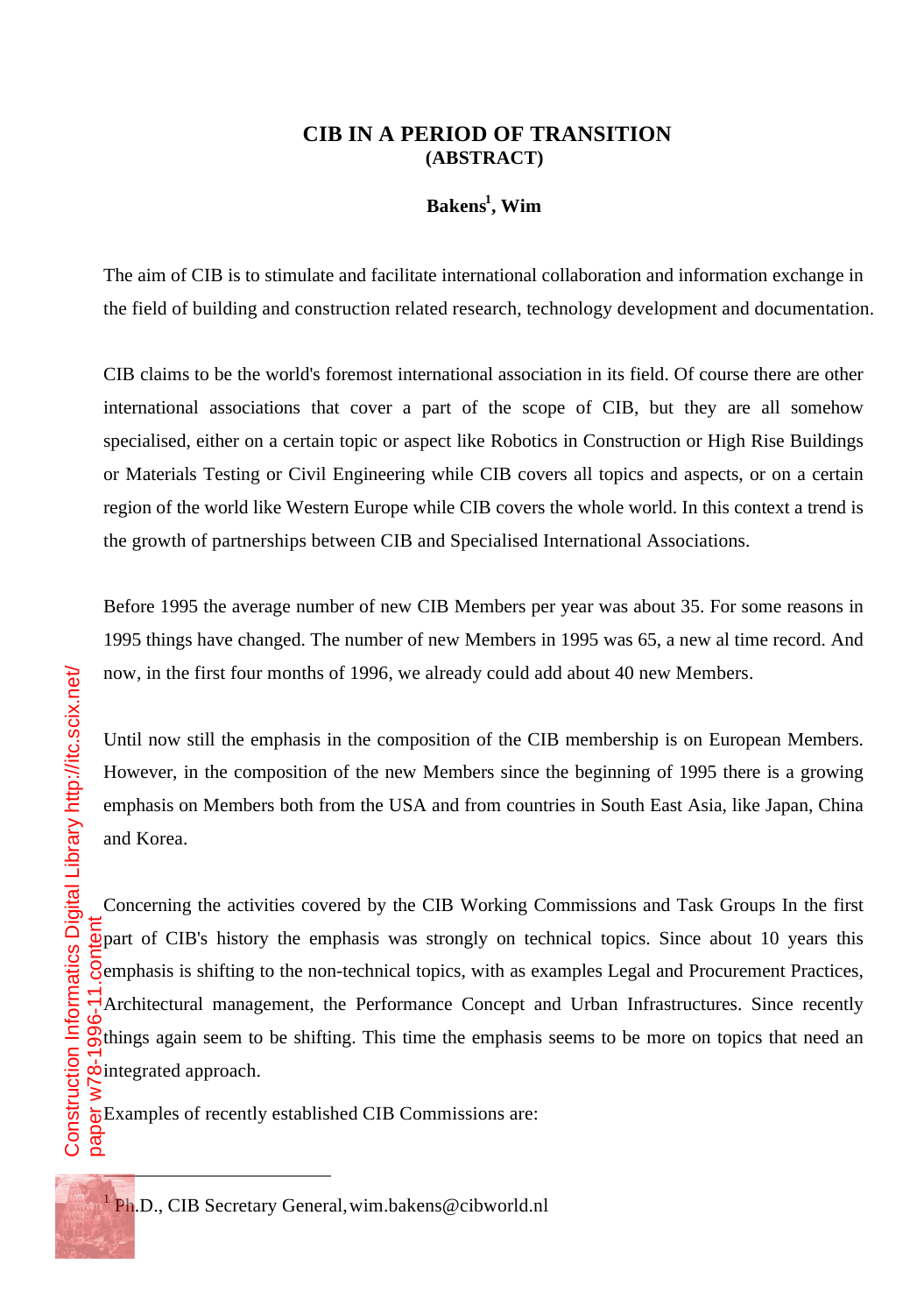# CIB IN A PERIOD OF TRANSITION
**(ABSTRACT)**

**Bakens[1], Wim**

The aim of CIB is to stimulate and facilitate international collaboration and information exchange in the field of building and construction related research, technology development and documentation.

CIB claims to be the world's foremost international association in its field. Of course there are other international associations that cover a part of the scope of CIB, but they are all somehow specialised, either on a certain topic or aspect like Robotics in Construction or High Rise Buildings or Materials Testing or Civil Engineering while CIB covers all topics and aspects, or on a certain region of the world like Western Europe while CIB covers the whole world. In this context a trend is the growth of partnerships between CIB and Specialised International Associations.

Before 1995 the average number of new CIB Members per year was about 35. For some reasons in 1995 things have changed. The number of new Members in 1995 was 65, a new al time record. And now, in the first four months of 1996, we already could add about 40 new Members.

Until now still the emphasis in the composition of the CIB membership is on European Members. However, in the composition of the new Members since the beginning of 1995 there is a growing emphasis on Members both from the USA and from countries in South East Asia, like Japan, China and Korea.

Concerning the activities covered by the CIB Working Commissions and Task Groups In the first part of CIB's history the emphasis was strongly on technical topics. Since about 10 years this emphasis is shifting to the non-technical topics, with as examples Legal and Procurement Practices, Architectural management, the Performance Concept and Urban Infrastructures. Since recently things again seem to be shifting. This time the emphasis seems to be more on topics that need an integrated approach.

Examples of recently established CIB Commissions are:

[1] Ph.D., CIB Secretary General, wim.bakens@cibworld.nl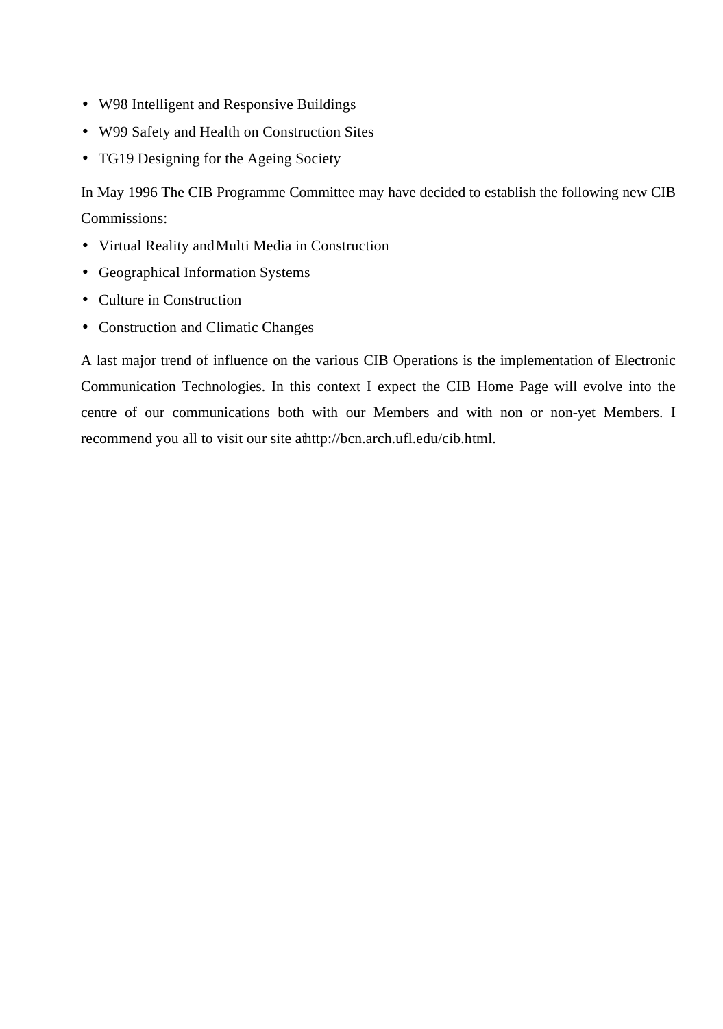- W98 Intelligent and Responsive Buildings
- W99 Safety and Health on Construction Sites
- TG19 Designing for the Ageing Society

In May 1996 The CIB Programme Committee may have decided to establish the following new CIB Commissions:

- Virtual Reality and Multi Media in Construction
- Geographical Information Systems
- Culture in Construction
- Construction and Climatic Changes

A last major trend of influence on the various CIB Operations is the implementation of Electronic Communication Technologies. In this context I expect the CIB Home Page will evolve into the centre of our communications both with our Members and with non or non-yet Members. I recommend you all to visit our site at http://bcn.arch.ufl.edu/cib.html.